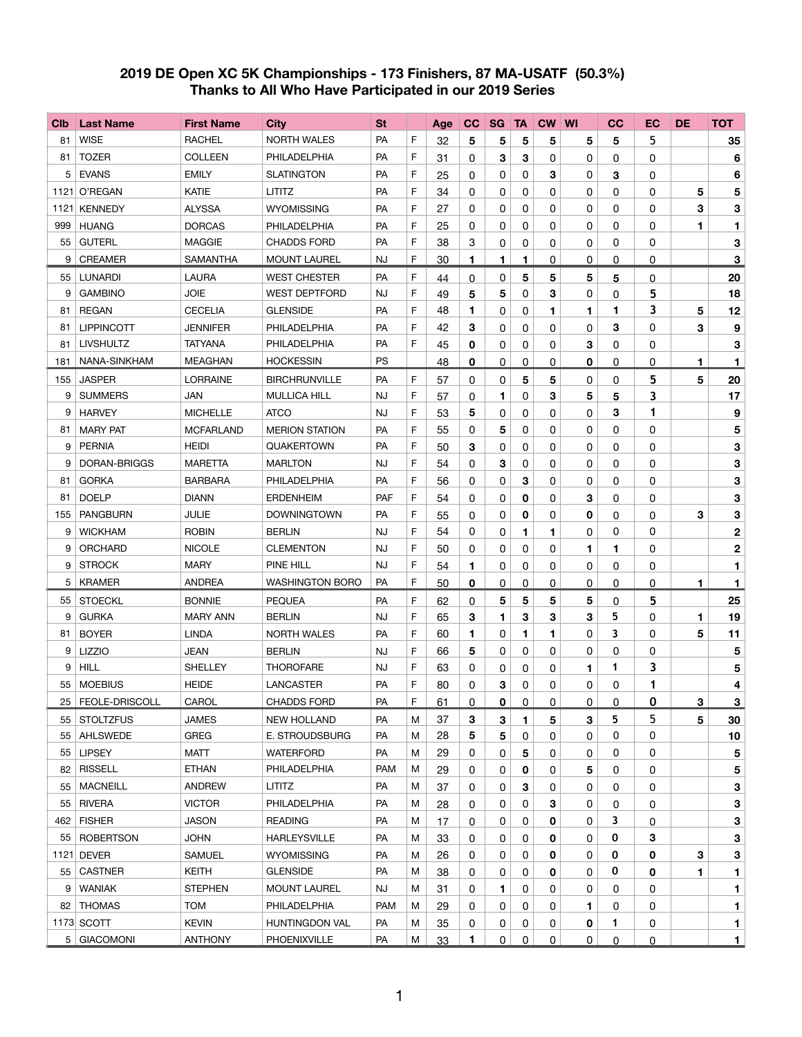## 2019 DE Open XC 5K Championships - 173 Finishers, 87 MA-USATF (50.3%)
## Thanks to All Who Have Participated in our 2019 Series

| Clb | Last Name | First Name | City | St | | Age | CC | SG | TA | CW | WI | CC | EC | DE | TOT |
|---|---|---|---|---|---|---|---|---|---|---|---|---|---|---|---|
| 81 | WISE | RACHEL | NORTH WALES | PA | F | 32 | 5 | 5 | 5 | 5 | 5 | 5 | 5 | | 35 |
| 81 | TOZER | COLLEEN | PHILADELPHIA | PA | F | 31 | 0 | 3 | 3 | 0 | 0 | 0 | 0 | | 6 |
| 5 | EVANS | EMILY | SLATINGTON | PA | F | 25 | 0 | 0 | 0 | 3 | 0 | 3 | 0 | | 6 |
| 1121 | O'REGAN | KATIE | LITITZ | PA | F | 34 | 0 | 0 | 0 | 0 | 0 | 0 | 0 | 5 | 5 |
| 1121 | KENNEDY | ALYSSA | WYOMISSING | PA | F | 27 | 0 | 0 | 0 | 0 | 0 | 0 | 0 | 3 | 3 |
| 999 | HUANG | DORCAS | PHILADELPHIA | PA | F | 25 | 0 | 0 | 0 | 0 | 0 | 0 | 0 | 1 | 1 |
| 55 | GUTERL | MAGGIE | CHADDS FORD | PA | F | 38 | 3 | 0 | 0 | 0 | 0 | 0 | 0 | | 3 |
| 9 | CREAMER | SAMANTHA | MOUNT LAUREL | NJ | F | 30 | 1 | 1 | 1 | 0 | 0 | 0 | 0 | | 3 |
| 55 | LUNARDI | LAURA | WEST CHESTER | PA | F | 44 | 0 | 0 | 5 | 5 | 5 | 5 | 0 | | 20 |
| 9 | GAMBINO | JOIE | WEST DEPTFORD | NJ | F | 49 | 5 | 5 | 0 | 3 | 0 | 0 | 5 | | 18 |
| 81 | REGAN | CECELIA | GLENSIDE | PA | F | 48 | 1 | 0 | 0 | 1 | 1 | 1 | 3 | 5 | 12 |
| 81 | LIPPINCOTT | JENNIFER | PHILADELPHIA | PA | F | 42 | 3 | 0 | 0 | 0 | 0 | 3 | 0 | 3 | 9 |
| 81 | LIVSHULTZ | TATYANA | PHILADELPHIA | PA | F | 45 | 0 | 0 | 0 | 0 | 3 | 0 | 0 | | 3 |
| 181 | NANA-SINKHAM | MEAGHAN | HOCKESSIN | PS | | 48 | 0 | 0 | 0 | 0 | 0 | 0 | 0 | 1 | 1 |
| 155 | JASPER | LORRAINE | BIRCHRUNVILLE | PA | F | 57 | 0 | 0 | 5 | 5 | 0 | 0 | 5 | 5 | 20 |
| 9 | SUMMERS | JAN | MULLICA HILL | NJ | F | 57 | 0 | 1 | 0 | 3 | 5 | 5 | 3 | | 17 |
| 9 | HARVEY | MICHELLE | ATCO | NJ | F | 53 | 5 | 0 | 0 | 0 | 0 | 3 | 1 | | 9 |
| 81 | MARY PAT | MCFARLAND | MERION STATION | PA | F | 55 | 0 | 5 | 0 | 0 | 0 | 0 | 0 | | 5 |
| 9 | PERNIA | HEIDI | QUAKERTOWN | PA | F | 50 | 3 | 0 | 0 | 0 | 0 | 0 | 0 | | 3 |
| 9 | DORAN-BRIGGS | MARETTA | MARLTON | NJ | F | 54 | 0 | 3 | 0 | 0 | 0 | 0 | 0 | | 3 |
| 81 | GORKA | BARBARA | PHILADELPHIA | PA | F | 56 | 0 | 0 | 3 | 0 | 0 | 0 | 0 | | 3 |
| 81 | DOELP | DIANN | ERDENHEIM | PAF | F | 54 | 0 | 0 | 0 | 0 | 3 | 0 | 0 | | 3 |
| 155 | PANGBURN | JULIE | DOWNINGTOWN | PA | F | 55 | 0 | 0 | 0 | 0 | 0 | 0 | 0 | 3 | 3 |
| 9 | WICKHAM | ROBIN | BERLIN | NJ | F | 54 | 0 | 0 | 1 | 1 | 0 | 0 | 0 | | 2 |
| 9 | ORCHARD | NICOLE | CLEMENTON | NJ | F | 50 | 0 | 0 | 0 | 0 | 1 | 1 | 0 | | 2 |
| 9 | STROCK | MARY | PINE HILL | NJ | F | 54 | 1 | 0 | 0 | 0 | 0 | 0 | 0 | | 1 |
| 5 | KRAMER | ANDREA | WASHINGTON BORO | PA | F | 50 | 0 | 0 | 0 | 0 | 0 | 0 | 0 | 1 | 1 |
| 55 | STOECKL | BONNIE | PEQUEA | PA | F | 62 | 0 | 5 | 5 | 5 | 5 | 0 | 5 | | 25 |
| 9 | GURKA | MARY ANN | BERLIN | NJ | F | 65 | 3 | 1 | 3 | 3 | 3 | 5 | 0 | 1 | 19 |
| 81 | BOYER | LINDA | NORTH WALES | PA | F | 60 | 1 | 0 | 1 | 1 | 0 | 3 | 0 | 5 | 11 |
| 9 | LIZZIO | JEAN | BERLIN | NJ | F | 66 | 5 | 0 | 0 | 0 | 0 | 0 | 0 | | 5 |
| 9 | HILL | SHELLEY | THOROFARE | NJ | F | 63 | 0 | 0 | 0 | 0 | 1 | 1 | 3 | | 5 |
| 55 | MOEBIUS | HEIDE | LANCASTER | PA | F | 80 | 0 | 3 | 0 | 0 | 0 | 0 | 1 | | 4 |
| 25 | FEOLE-DRISCOLL | CAROL | CHADDS FORD | PA | F | 61 | 0 | 0 | 0 | 0 | 0 | 0 | 0 | 3 | 3 |
| 55 | STOLTZFUS | JAMES | NEW HOLLAND | PA | M | 37 | 3 | 3 | 1 | 5 | 3 | 5 | 5 | 5 | 30 |
| 55 | AHLSWEDE | GREG | E. STROUDSBURG | PA | M | 28 | 5 | 5 | 0 | 0 | 0 | 0 | 0 | | 10 |
| 55 | LIPSEY | MATT | WATERFORD | PA | M | 29 | 0 | 0 | 5 | 0 | 0 | 0 | 0 | | 5 |
| 82 | RISSELL | ETHAN | PHILADELPHIA | PAM | M | 29 | 0 | 0 | 0 | 0 | 5 | 0 | 0 | | 5 |
| 55 | MACNEILL | ANDREW | LITITZ | PA | M | 37 | 0 | 0 | 3 | 0 | 0 | 0 | 0 | | 3 |
| 55 | RIVERA | VICTOR | PHILADELPHIA | PA | M | 28 | 0 | 0 | 0 | 3 | 0 | 0 | 0 | | 3 |
| 462 | FISHER | JASON | READING | PA | M | 17 | 0 | 0 | 0 | 0 | 0 | 3 | 0 | | 3 |
| 55 | ROBERTSON | JOHN | HARLEYSVILLE | PA | M | 33 | 0 | 0 | 0 | 0 | 0 | 0 | 3 | | 3 |
| 1121 | DEVER | SAMUEL | WYOMISSING | PA | M | 26 | 0 | 0 | 0 | 0 | 0 | 0 | 0 | 3 | 3 |
| 55 | CASTNER | KEITH | GLENSIDE | PA | M | 38 | 0 | 0 | 0 | 0 | 0 | 0 | 0 | 1 | 1 |
| 9 | WANIAK | STEPHEN | MOUNT LAUREL | NJ | M | 31 | 0 | 1 | 0 | 0 | 0 | 0 | 0 | | 1 |
| 82 | THOMAS | TOM | PHILADELPHIA | PAM | M | 29 | 0 | 0 | 0 | 0 | 1 | 0 | 0 | | 1 |
| 1173 | SCOTT | KEVIN | HUNTINGDON VAL | PA | M | 35 | 0 | 0 | 0 | 0 | 0 | 1 | 0 | | 1 |
| 5 | GIACOMONI | ANTHONY | PHOENIXVILLE | PA | M | 33 | 1 | 0 | 0 | 0 | 0 | 0 | 0 | | 1 |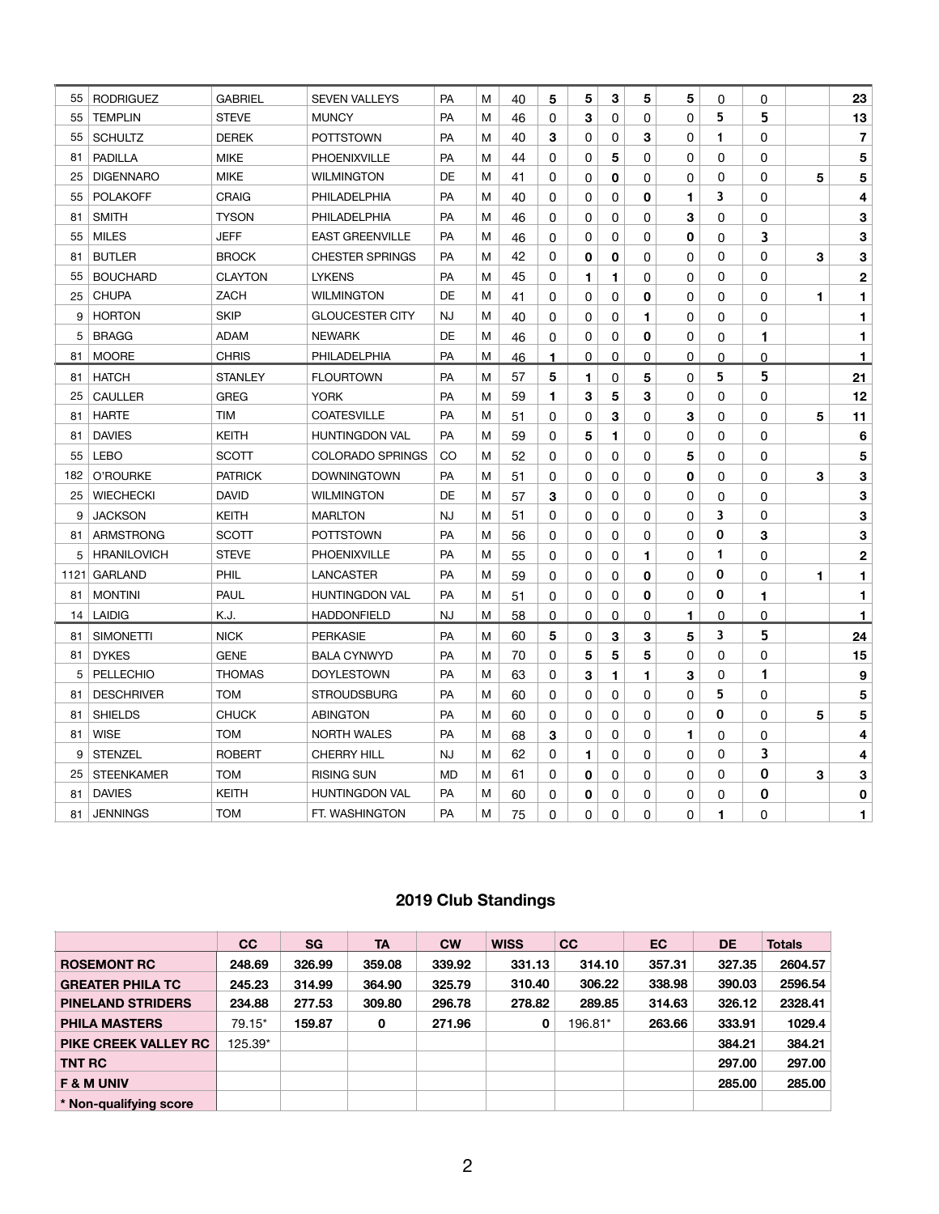| | | | | | | | | | | | | | | | | |
|---|---|---|---|---|---|---|---|---|---|---|---|---|---|---|---|---|
| 55 | RODRIGUEZ | GABRIEL | SEVEN VALLEYS | PA | M | 40 | 5 | 5 | 3 | 5 | 5 | 0 | 0 | | | 23 |
| 55 | TEMPLIN | STEVE | MUNCY | PA | M | 46 | 0 | 3 | 0 | 0 | 0 | 5 | 5 | | | 13 |
| 55 | SCHULTZ | DEREK | POTTSTOWN | PA | M | 40 | 3 | 0 | 0 | 3 | 0 | 1 | 0 | | | 7 |
| 81 | PADILLA | MIKE | PHOENIXVILLE | PA | M | 44 | 0 | 0 | 5 | 0 | 0 | 0 | 0 | | | 5 |
| 25 | DIGENNARO | MIKE | WILMINGTON | DE | M | 41 | 0 | 0 | 0 | 0 | 0 | 0 | 0 | 5 | | 5 |
| 55 | POLAKOFF | CRAIG | PHILADELPHIA | PA | M | 40 | 0 | 0 | 0 | 0 | 1 | 3 | 0 | | | 4 |
| 81 | SMITH | TYSON | PHILADELPHIA | PA | M | 46 | 0 | 0 | 0 | 0 | 3 | 0 | 0 | | | 3 |
| 55 | MILES | JEFF | EAST GREENVILLE | PA | M | 46 | 0 | 0 | 0 | 0 | 0 | 0 | 3 | | | 3 |
| 81 | BUTLER | BROCK | CHESTER SPRINGS | PA | M | 42 | 0 | 0 | 0 | 0 | 0 | 0 | 0 | 3 | | 3 |
| 55 | BOUCHARD | CLAYTON | LYKENS | PA | M | 45 | 0 | 1 | 1 | 0 | 0 | 0 | 0 | | | 2 |
| 25 | CHUPA | ZACH | WILMINGTON | DE | M | 41 | 0 | 0 | 0 | 0 | 0 | 0 | 0 | 1 | | 1 |
| 9 | HORTON | SKIP | GLOUCESTER CITY | NJ | M | 40 | 0 | 0 | 0 | 1 | 0 | 0 | 0 | | | 1 |
| 5 | BRAGG | ADAM | NEWARK | DE | M | 46 | 0 | 0 | 0 | 0 | 0 | 0 | 1 | | | 1 |
| 81 | MOORE | CHRIS | PHILADELPHIA | PA | M | 46 | 1 | 0 | 0 | 0 | 0 | 0 | 0 | | | 1 |
| 81 | HATCH | STANLEY | FLOURTOWN | PA | M | 57 | 5 | 1 | 0 | 5 | 0 | 5 | 5 | | | 21 |
| 25 | CAULLER | GREG | YORK | PA | M | 59 | 1 | 3 | 5 | 3 | 0 | 0 | 0 | | | 12 |
| 81 | HARTE | TIM | COATESVILLE | PA | M | 51 | 0 | 0 | 3 | 0 | 3 | 0 | 0 | 5 | | 11 |
| 81 | DAVIES | KEITH | HUNTINGDON VAL | PA | M | 59 | 0 | 5 | 1 | 0 | 0 | 0 | 0 | | | 6 |
| 55 | LEBO | SCOTT | COLORADO SPRINGS | CO | M | 52 | 0 | 0 | 0 | 0 | 5 | 0 | 0 | | | 5 |
| 182 | O'ROURKE | PATRICK | DOWNINGTOWN | PA | M | 51 | 0 | 0 | 0 | 0 | 0 | 0 | 0 | 3 | | 3 |
| 25 | WIECHECKI | DAVID | WILMINGTON | DE | M | 57 | 3 | 0 | 0 | 0 | 0 | 0 | 0 | | | 3 |
| 9 | JACKSON | KEITH | MARLTON | NJ | M | 51 | 0 | 0 | 0 | 0 | 0 | 3 | 0 | | | 3 |
| 81 | ARMSTRONG | SCOTT | POTTSTOWN | PA | M | 56 | 0 | 0 | 0 | 0 | 0 | 0 | 3 | | | 3 |
| 5 | HRANILOVICH | STEVE | PHOENIXVILLE | PA | M | 55 | 0 | 0 | 0 | 1 | 0 | 1 | 0 | | | 2 |
| 1121 | GARLAND | PHIL | LANCASTER | PA | M | 59 | 0 | 0 | 0 | 0 | 0 | 0 | 0 | 1 | | 1 |
| 81 | MONTINI | PAUL | HUNTINGDON VAL | PA | M | 51 | 0 | 0 | 0 | 0 | 0 | 0 | 1 | | | 1 |
| 14 | LAIDIG | K.J. | HADDONFIELD | NJ | M | 58 | 0 | 0 | 0 | 0 | 1 | 0 | 0 | | | 1 |
| 81 | SIMONETTI | NICK | PERKASIE | PA | M | 60 | 5 | 0 | 3 | 3 | 5 | 3 | 5 | | | 24 |
| 81 | DYKES | GENE | BALA CYNWYD | PA | M | 70 | 0 | 5 | 5 | 5 | 0 | 0 | 0 | | | 15 |
| 5 | PELLECHIO | THOMAS | DOYLESTOWN | PA | M | 63 | 0 | 3 | 1 | 1 | 3 | 0 | 1 | | | 9 |
| 81 | DESCHRIVER | TOM | STROUDSBURG | PA | M | 60 | 0 | 0 | 0 | 0 | 0 | 5 | 0 | | | 5 |
| 81 | SHIELDS | CHUCK | ABINGTON | PA | M | 60 | 0 | 0 | 0 | 0 | 0 | 0 | 0 | 5 | | 5 |
| 81 | WISE | TOM | NORTH WALES | PA | M | 68 | 3 | 0 | 0 | 0 | 1 | 0 | 0 | | | 4 |
| 9 | STENZEL | ROBERT | CHERRY HILL | NJ | M | 62 | 0 | 1 | 0 | 0 | 0 | 0 | 3 | | | 4 |
| 25 | STEENKAMER | TOM | RISING SUN | MD | M | 61 | 0 | 0 | 0 | 0 | 0 | 0 | 0 | 3 | | 3 |
| 81 | DAVIES | KEITH | HUNTINGDON VAL | PA | M | 60 | 0 | 0 | 0 | 0 | 0 | 0 | 0 | | | 0 |
| 81 | JENNINGS | TOM | FT. WASHINGTON | PA | M | 75 | 0 | 0 | 0 | 0 | 0 | 1 | 0 | | | 1 |

## 2019 Club Standings

| | CC | SG | TA | CW | WISS | CC | EC | DE | Totals |
|---|---|---|---|---|---|---|---|---|---|
| **ROSEMONT RC** | **248.69** | **326.99** | **359.08** | **339.92** | 331.13 | **314.10** | **357.31** | **327.35** | **2604.57** |
| **GREATER PHILA TC** | **245.23** | **314.99** | **364.90** | **325.79** | **310.40** | **306.22** | **338.98** | **390.03** | **2596.54** |
| **PINELAND STRIDERS** | **234.88** | **277.53** | **309.80** | **296.78** | **278.82** | **289.85** | **314.63** | **326.12** | **2328.41** |
| **PHILA MASTERS** | 79.15* | **159.87** | **0** | **271.96** | **0** | 196.81* | **263.66** | **333.91** | **1029.4** |
| **PIKE CREEK VALLEY RC** | 125.39* | | | | | | | **384.21** | **384.21** |
| **TNT RC** | | | | | | | | **297.00** | **297.00** |
| **F & M UNIV** | | | | | | | | **285.00** | **285.00** |
| **\* Non-qualifying score** | | | | | | | | | |